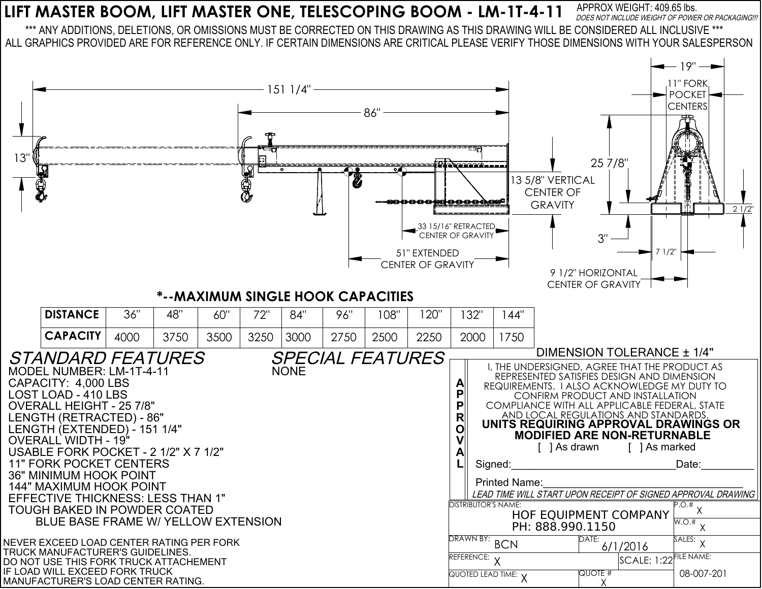# LIFT MASTER BOOM, LIFT MASTER ONE, TELESCOPING BOOM - LM-1T-4-11

APPROX WEIGHT: 409.65 lbs.
*DOES NOT INCLUDE WEIGHT OF POWER OR PACKAGING!!!*

*** ANY ADDITIONS, DELETIONS, OR OMISSIONS MUST BE CORRECTED ON THIS DRAWING AS THIS DRAWING WILL BE CONSIDERED ALL INCLUSIVE ***

ALL GRAPHICS PROVIDED ARE FOR REFERENCE ONLY. IF CERTAIN DIMENSIONS ARE CRITICAL PLEASE VERIFY THOSE DIMENSIONS WITH YOUR SALESPERSON

151 1/4"

86"

13"

13 5/8" VERTICAL CENTER OF GRAVITY

33 15/16" RETRACTED CENTER OF GRAVITY

51" EXTENDED CENTER OF GRAVITY

19"

11" FORK POCKET CENTERS

25 7/8"

2 1/2"

3"

7 1/2"

9 1/2" HORIZONTAL CENTER OF GRAVITY

## *--MAXIMUM SINGLE HOOK CAPACITIES

| DISTANCE | 36" | 48" | 60" | 72" | 84" | 96" | 108" | 120" | 132" | 144" |
|---|---|---|---|---|---|---|---|---|---|---|
| CAPACITY | 4000 | 3750 | 3500 | 3250 | 3000 | 2750 | 2500 | 2250 | 2000 | 1750 |

## *STANDARD FEATURES*

MODEL NUMBER: LM-1T-4-11
CAPACITY: 4,000 LBS
LOST LOAD - 410 LBS
OVERALL HEIGHT - 25 7/8"
LENGTH (RETRACTED) - 86"
LENGTH (EXTENDED) - 151 1/4"
OVERALL WIDTH - 19"
USABLE FORK POCKET - 2 1/2" X 7 1/2"
11" FORK POCKET CENTERS
36" MINIMUM HOOK POINT
144" MAXIMUM HOOK POINT
EFFECTIVE THICKNESS: LESS THAN 1"
TOUGH BAKED IN POWDER COATED
BLUE BASE FRAME W/ YELLOW EXTENSION

## *SPECIAL FEATURES*

NONE

NEVER EXCEED LOAD CENTER RATING PER FORK TRUCK MANUFACTURER'S GUIDELINES.
DO NOT USE THIS FORK TRUCK ATTACHEMENT IF LOAD WILL EXCEED FORK TRUCK MANUFACTURER'S LOAD CENTER RATING.

DIMENSION TOLERANCE ± 1/4"

**APPROVAL**

I, THE UNDERSIGNED, AGREE THAT THE PRODUCT AS REPRESENTED SATISFIES DESIGN AND DIMENSION REQUIREMENTS. I ALSO ACKNOWLEDGE MY DUTY TO CONFIRM PRODUCT AND INSTALLATION COMPLIANCE WITH ALL APPLICABLE FEDERAL, STATE AND LOCAL REGULATIONS AND STANDARDS.

**UNITS REQUIRING APPROVAL DRAWINGS OR MODIFIED ARE NON-RETURNABLE**

[ ] As drawn [ ] As marked

Signed:____________________________ Date:_________

Printed Name:_________________________________

*LEAD TIME WILL START UPON RECEIPT OF SIGNED APPROVAL DRAWING*

| | | |
|---|---|---|
| DISTRIBUTOR'S NAME: HOF EQUIPMENT COMPANY PH: 888.990.1150 | | P.O.# X / W.O.# X |
| DRAWN BY: BCN | DATE: 6/1/2016 | SALES: X |
| REFERENCE: X | SCALE: 1:22 | FILE NAME: 08-007-201 |
| QUOTED LEAD TIME: X | QUOTE # X | |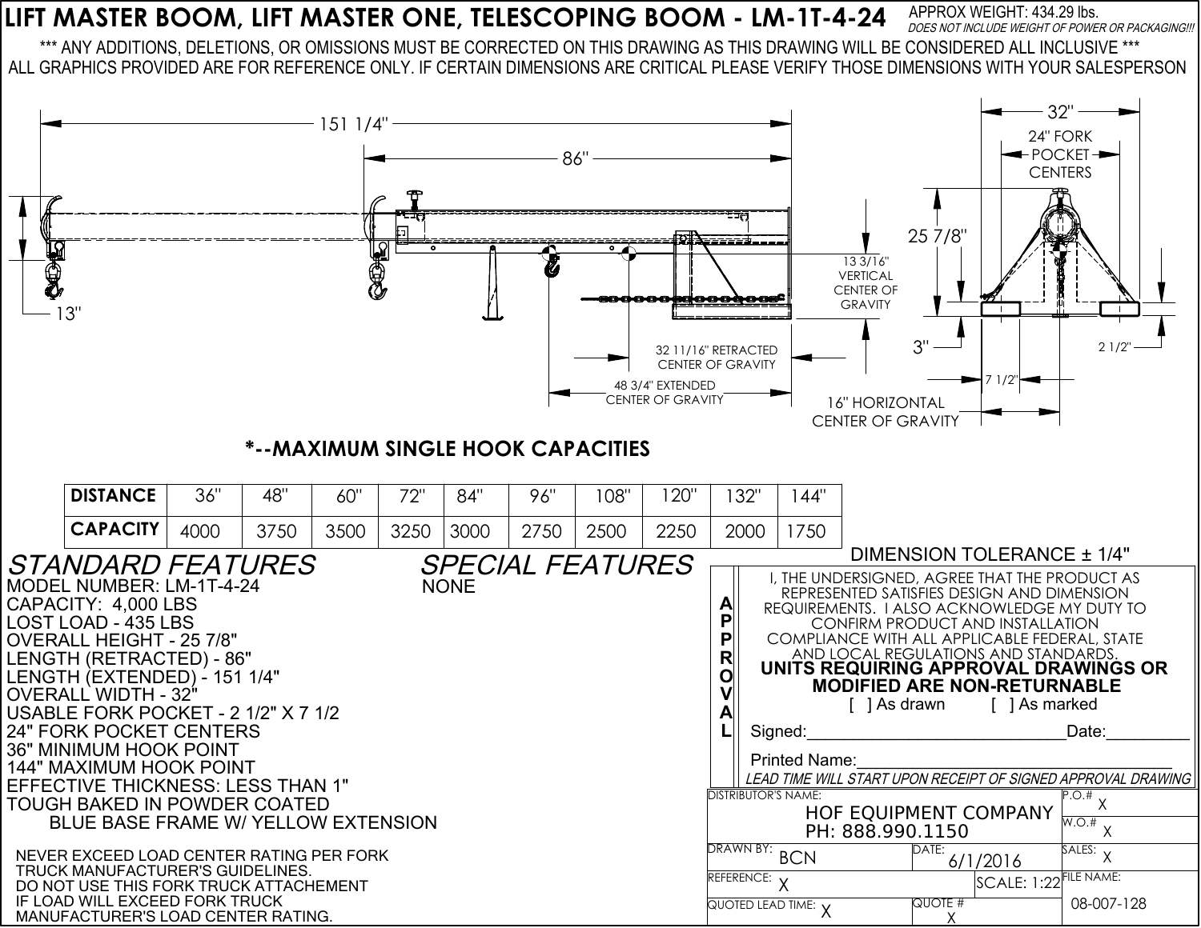# LIFT MASTER BOOM, LIFT MASTER ONE, TELESCOPING BOOM - LM-1T-4-24

APPROX WEIGHT: 434.29 lbs.
*DOES NOT INCLUDE WEIGHT OF POWER OR PACKAGING!!!*

\*\*\* ANY ADDITIONS, DELETIONS, OR OMISSIONS MUST BE CORRECTED ON THIS DRAWING AS THIS DRAWING WILL BE CONSIDERED ALL INCLUSIVE \*\*\*
ALL GRAPHICS PROVIDED ARE FOR REFERENCE ONLY. IF CERTAIN DIMENSIONS ARE CRITICAL PLEASE VERIFY THOSE DIMENSIONS WITH YOUR SALESPERSON

151 1/4"
86"
13"
13 3/16" VERTICAL CENTER OF GRAVITY
32 11/16" RETRACTED CENTER OF GRAVITY
48 3/4" EXTENDED CENTER OF GRAVITY
32"
24" FORK POCKET CENTERS
25 7/8"
3"
2 1/2"
7 1/2"
16" HORIZONTAL CENTER OF GRAVITY

## \*--MAXIMUM SINGLE HOOK CAPACITIES

| DISTANCE | 36" | 48" | 60" | 72" | 84" | 96" | 108" | 120" | 132" | 144" |
|---|---|---|---|---|---|---|---|---|---|---|
| CAPACITY | 4000 | 3750 | 3500 | 3250 | 3000 | 2750 | 2500 | 2250 | 2000 | 1750 |

## *STANDARD FEATURES*

MODEL NUMBER: LM-1T-4-24
CAPACITY: 4,000 LBS
LOST LOAD - 435 LBS
OVERALL HEIGHT - 25 7/8"
LENGTH (RETRACTED) - 86"
LENGTH (EXTENDED) - 151 1/4"
OVERALL WIDTH - 32"
USABLE FORK POCKET - 2 1/2" X 7 1/2
24" FORK POCKET CENTERS
36" MINIMUM HOOK POINT
144" MAXIMUM HOOK POINT
EFFECTIVE THICKNESS: LESS THAN 1"
TOUGH BAKED IN POWDER COATED
BLUE BASE FRAME W/ YELLOW EXTENSION

NEVER EXCEED LOAD CENTER RATING PER FORK TRUCK MANUFACTURER'S GUIDELINES.
DO NOT USE THIS FORK TRUCK ATTACHEMENT IF LOAD WILL EXCEED FORK TRUCK MANUFACTURER'S LOAD CENTER RATING.

## *SPECIAL FEATURES*

NONE

DIMENSION TOLERANCE ± 1/4"

**APPROVAL**

I, THE UNDERSIGNED, AGREE THAT THE PRODUCT AS REPRESENTED SATISFIES DESIGN AND DIMENSION REQUIREMENTS. I ALSO ACKNOWLEDGE MY DUTY TO CONFIRM PRODUCT AND INSTALLATION COMPLIANCE WITH ALL APPLICABLE FEDERAL, STATE AND LOCAL REGULATIONS AND STANDARDS.

**UNITS REQUIRING APPROVAL DRAWINGS OR MODIFIED ARE NON-RETURNABLE**

[ ] As drawn [ ] As marked

Signed:____________________________ Date:_________

Printed Name:__________________________________

*LEAD TIME WILL START UPON RECEIPT OF SIGNED APPROVAL DRAWING*

| DISTRIBUTOR'S NAME: HOF EQUIPMENT COMPANY PH: 888.990.1150 | | P.O.# X |
|---|---|---|
| | | W.O.# X |
| DRAWN BY: BCN | DATE: 6/1/2016 | SALES: X |
| REFERENCE: X | SCALE: 1:22 | FILE NAME: 08-007-128 |
| QUOTED LEAD TIME: X | QUOTE # X | |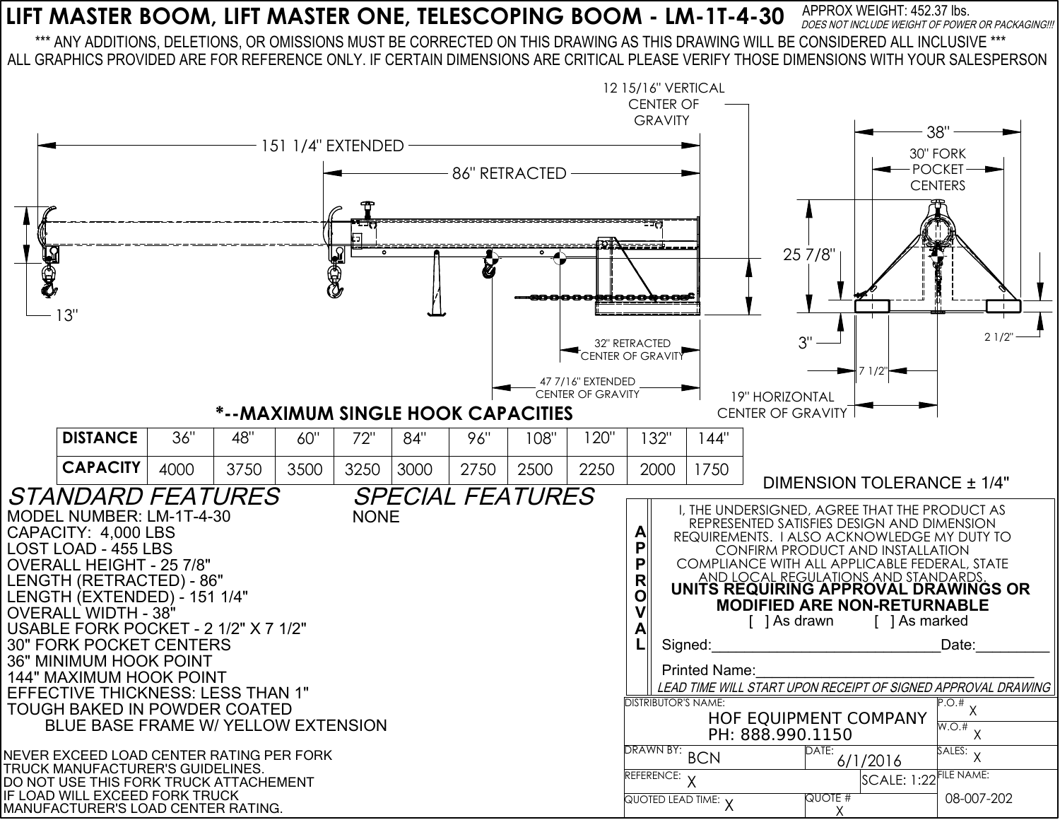# LIFT MASTER BOOM, LIFT MASTER ONE, TELESCOPING BOOM - LM-1T-4-30

APPROX WEIGHT: 452.37 lbs.
*DOES NOT INCLUDE WEIGHT OF POWER OR PACKAGING!!!*

*** ANY ADDITIONS, DELETIONS, OR OMISSIONS MUST BE CORRECTED ON THIS DRAWING AS THIS DRAWING WILL BE CONSIDERED ALL INCLUSIVE ***

ALL GRAPHICS PROVIDED ARE FOR REFERENCE ONLY. IF CERTAIN DIMENSIONS ARE CRITICAL PLEASE VERIFY THOSE DIMENSIONS WITH YOUR SALESPERSON

12 15/16" VERTICAL CENTER OF GRAVITY

151 1/4" EXTENDED

86" RETRACTED

13"

32" RETRACTED CENTER OF GRAVITY

47 7/16" EXTENDED CENTER OF GRAVITY

38"

30" FORK POCKET CENTERS

25 7/8"

3"

2 1/2"

7 1/2"

19" HORIZONTAL CENTER OF GRAVITY

## *--MAXIMUM SINGLE HOOK CAPACITIES

| DISTANCE | 36" | 48" | 60" | 72" | 84" | 96" | 108" | 120" | 132" | 144" |
|---|---|---|---|---|---|---|---|---|---|---|
| CAPACITY | 4000 | 3750 | 3500 | 3250 | 3000 | 2750 | 2500 | 2250 | 2000 | 1750 |

DIMENSION TOLERANCE ± 1/4"

## *STANDARD FEATURES*

MODEL NUMBER: LM-1T-4-30
CAPACITY: 4,000 LBS
LOST LOAD - 455 LBS
OVERALL HEIGHT - 25 7/8"
LENGTH (RETRACTED) - 86"
LENGTH (EXTENDED) - 151 1/4"
OVERALL WIDTH - 38"
USABLE FORK POCKET - 2 1/2" X 7 1/2"
30" FORK POCKET CENTERS
36" MINIMUM HOOK POINT
144" MAXIMUM HOOK POINT
EFFECTIVE THICKNESS: LESS THAN 1"
TOUGH BAKED IN POWDER COATED
BLUE BASE FRAME W/ YELLOW EXTENSION

NEVER EXCEED LOAD CENTER RATING PER FORK TRUCK MANUFACTURER'S GUIDELINES.
DO NOT USE THIS FORK TRUCK ATTACHEMENT IF LOAD WILL EXCEED FORK TRUCK MANUFACTURER'S LOAD CENTER RATING.

## *SPECIAL FEATURES*

NONE

**APPROVAL**

I, THE UNDERSIGNED, AGREE THAT THE PRODUCT AS REPRESENTED SATISFIES DESIGN AND DIMENSION REQUIREMENTS. I ALSO ACKNOWLEDGE MY DUTY TO CONFIRM PRODUCT AND INSTALLATION COMPLIANCE WITH ALL APPLICABLE FEDERAL, STATE AND LOCAL REGULATIONS AND STANDARDS.

**UNITS REQUIRING APPROVAL DRAWINGS OR MODIFIED ARE NON-RETURNABLE**

[ ] As drawn [ ] As marked

Signed:______________________________ Date:__________

Printed Name:_______________________________________

*LEAD TIME WILL START UPON RECEIPT OF SIGNED APPROVAL DRAWING*

| DISTRIBUTOR'S NAME: HOF EQUIPMENT COMPANY PH: 888.990.1150 | | P.O.# X / W.O.# X |
|---|---|---|
| DRAWN BY: BCN | DATE: 6/1/2016 | SALES: X |
| REFERENCE: X | SCALE: 1:22 | FILE NAME: 08-007-202 |
| QUOTED LEAD TIME: X | QUOTE # X | |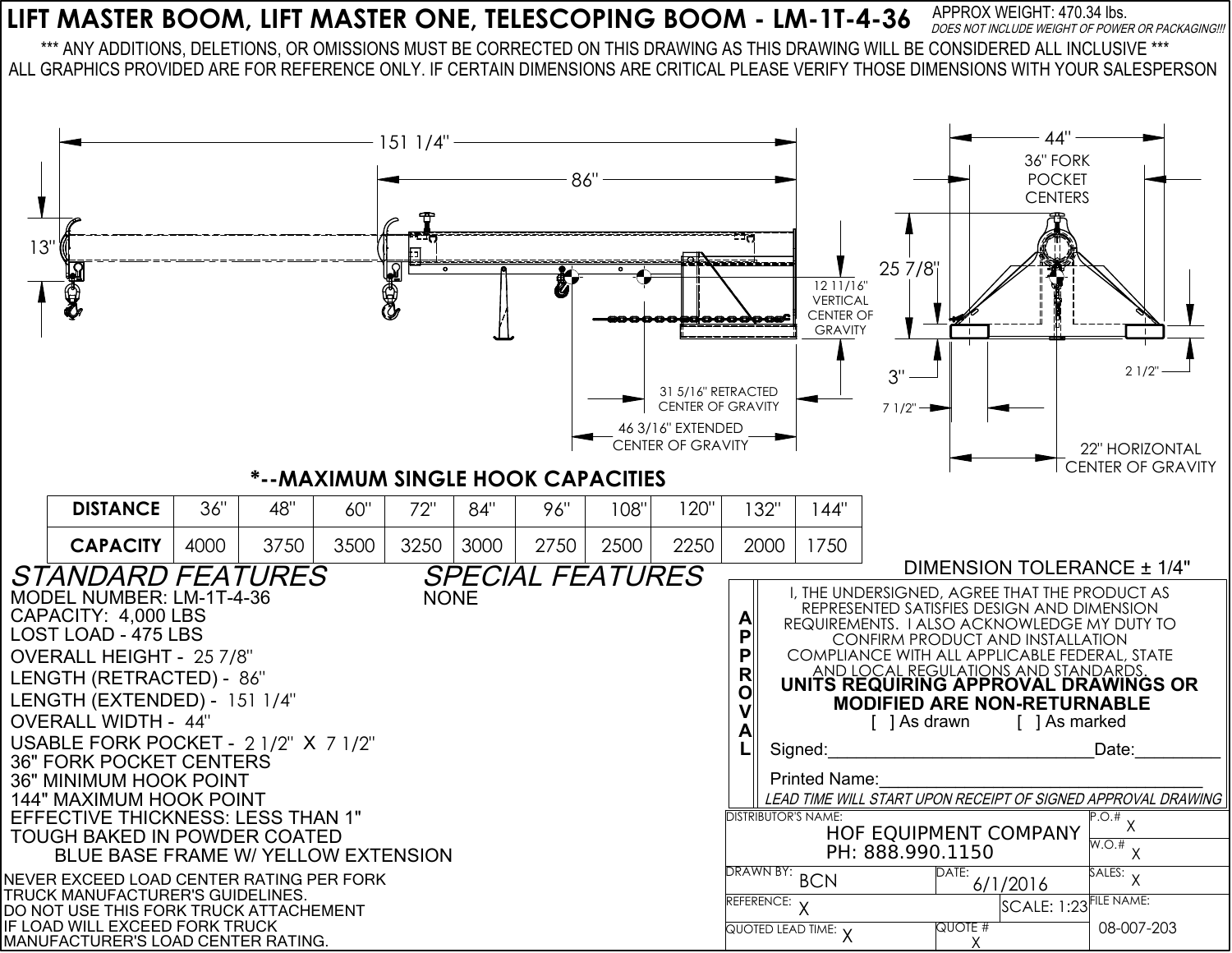# LIFT MASTER BOOM, LIFT MASTER ONE, TELESCOPING BOOM - LM-1T-4-36

APPROX WEIGHT: 470.34 lbs.
*DOES NOT INCLUDE WEIGHT OF POWER OR PACKAGING!!!*

*** ANY ADDITIONS, DELETIONS, OR OMISSIONS MUST BE CORRECTED ON THIS DRAWING AS THIS DRAWING WILL BE CONSIDERED ALL INCLUSIVE ***

ALL GRAPHICS PROVIDED ARE FOR REFERENCE ONLY. IF CERTAIN DIMENSIONS ARE CRITICAL PLEASE VERIFY THOSE DIMENSIONS WITH YOUR SALESPERSON

151 1/4"
86"
13"
12 11/16" VERTICAL CENTER OF GRAVITY
31 5/16" RETRACTED CENTER OF GRAVITY
46 3/16" EXTENDED CENTER OF GRAVITY
44"
36" FORK POCKET CENTERS
25 7/8"
3"
2 1/2"
7 1/2"
22" HORIZONTAL CENTER OF GRAVITY

## *--MAXIMUM SINGLE HOOK CAPACITIES

| DISTANCE | 36" | 48" | 60" | 72" | 84" | 96" | 108" | 120" | 132" | 144" |
|---|---|---|---|---|---|---|---|---|---|---|
| CAPACITY | 4000 | 3750 | 3500 | 3250 | 3000 | 2750 | 2500 | 2250 | 2000 | 1750 |

## STANDARD FEATURES

MODEL NUMBER: LM-1T-4-36
CAPACITY: 4,000 LBS
LOST LOAD - 475 LBS
OVERALL HEIGHT - 25 7/8"
LENGTH (RETRACTED) - 86"
LENGTH (EXTENDED) - 151 1/4"
OVERALL WIDTH - 44"
USABLE FORK POCKET - 2 1/2" X 7 1/2"
36" FORK POCKET CENTERS
36" MINIMUM HOOK POINT
144" MAXIMUM HOOK POINT
EFFECTIVE THICKNESS: LESS THAN 1"
TOUGH BAKED IN POWDER COATED BLUE BASE FRAME W/ YELLOW EXTENSION

## SPECIAL FEATURES

NONE

NEVER EXCEED LOAD CENTER RATING PER FORK TRUCK MANUFACTURER'S GUIDELINES.
DO NOT USE THIS FORK TRUCK ATTACHEMENT IF LOAD WILL EXCEED FORK TRUCK MANUFACTURER'S LOAD CENTER RATING.

DIMENSION TOLERANCE ± 1/4"

**APPROVAL**

I, THE UNDERSIGNED, AGREE THAT THE PRODUCT AS REPRESENTED SATISFIES DESIGN AND DIMENSION REQUIREMENTS. I ALSO ACKNOWLEDGE MY DUTY TO CONFIRM PRODUCT AND INSTALLATION COMPLIANCE WITH ALL APPLICABLE FEDERAL, STATE AND LOCAL REGULATIONS AND STANDARDS.

**UNITS REQUIRING APPROVAL DRAWINGS OR MODIFIED ARE NON-RETURNABLE**

[ ] As drawn [ ] As marked

Signed:_____________________________ Date:_________

Printed Name:___________________________________

*LEAD TIME WILL START UPON RECEIPT OF SIGNED APPROVAL DRAWING*

| | | | |
|---|---|---|---|
| DISTRIBUTOR'S NAME: HOF EQUIPMENT COMPANY PH: 888.990.1150 | | | P.O.# X |
| | | | W.O.# X |
| DRAWN BY: BCN | DATE: 6/1/2016 | | SALES: X |
| REFERENCE: X | | SCALE: 1:23 | FILE NAME: 08-007-203 |
| QUOTED LEAD TIME: X | QUOTE # X | | |